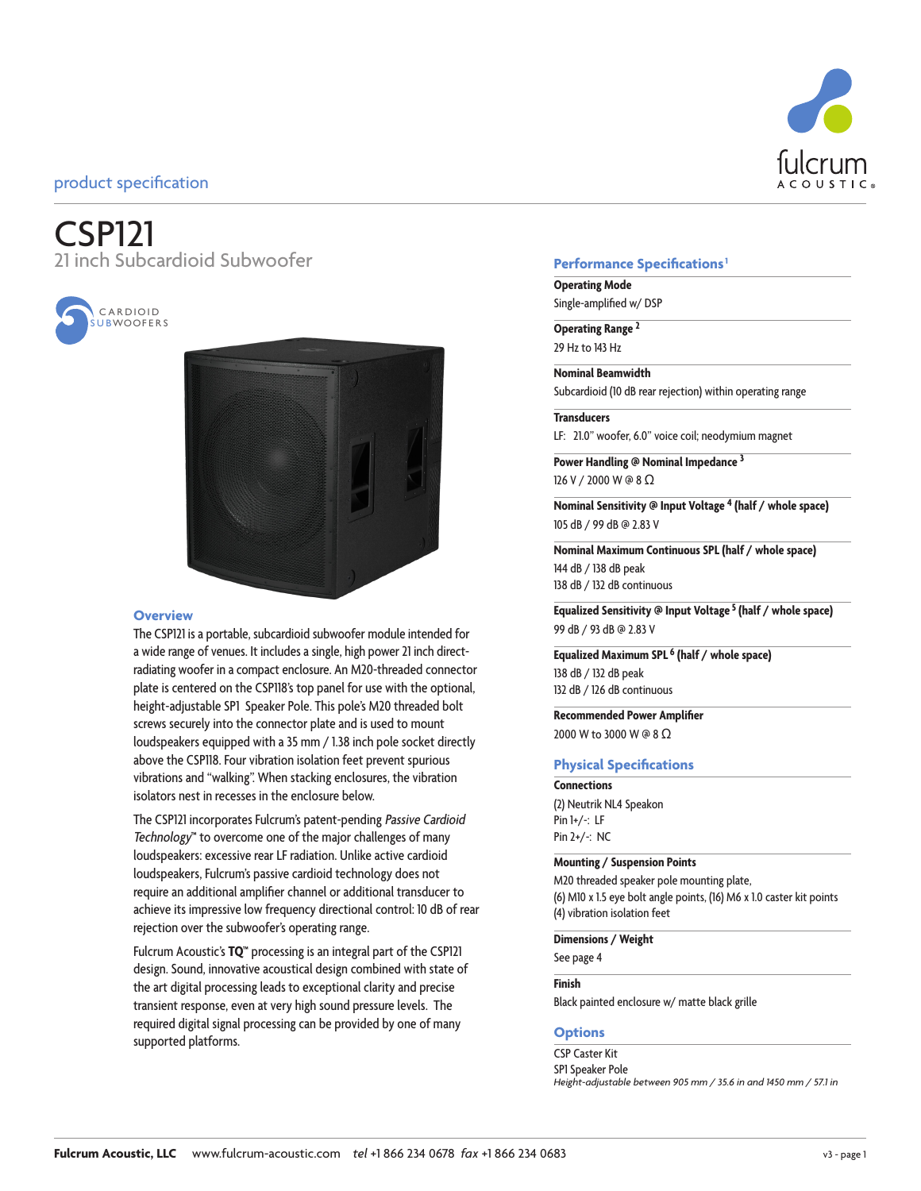product specification

# CSP121

## 21 inch Subcardioid Subwoofer

CARDIOID SUBWOOFERS

### Overview

The CSP121 is a portable, subcardioid subwoofer module intended for a wide range of venues. It includes a single, high power 21 inch direct-radiating woofer in a compact enclosure. An M20-threaded connector plate is centered on the CSP118's top panel for use with the optional, height-adjustable SP1 Speaker Pole. This pole's M20 threaded bolt screws securely into the connector plate and is used to mount loudspeakers equipped with a 35 mm / 1.38 inch pole socket directly above the CSP118. Four vibration isolation feet prevent spurious vibrations and "walking". When stacking enclosures, the vibration isolators nest in recesses in the enclosure below.

The CSP121 incorporates Fulcrum's patent-pending *Passive Cardioid Technology*™ to overcome one of the major challenges of many loudspeakers: excessive rear LF radiation. Unlike active cardioid loudspeakers, Fulcrum's passive cardioid technology does not require an additional amplifier channel or additional transducer to achieve its impressive low frequency directional control: 10 dB of rear rejection over the subwoofer's operating range.

Fulcrum Acoustic's **TQ**™ processing is an integral part of the CSP121 design. Sound, innovative acoustical design combined with state of the art digital processing leads to exceptional clarity and precise transient response, even at very high sound pressure levels. The required digital signal processing can be provided by one of many supported platforms.

### Performance Specifications[1]

**Operating Mode**
Single-amplified w/ DSP

**Operating Range [2]**
29 Hz to 143 Hz

**Nominal Beamwidth**
Subcardioid (10 dB rear rejection) within operating range

**Transducers**
LF: 21.0" woofer, 6.0" voice coil; neodymium magnet

**Power Handling @ Nominal Impedance [3]**
126 V / 2000 W @ 8 Ω

**Nominal Sensitivity @ Input Voltage [4] (half / whole space)**
105 dB / 99 dB @ 2.83 V

**Nominal Maximum Continuous SPL (half / whole space)**
144 dB / 138 dB peak
138 dB / 132 dB continuous

**Equalized Sensitivity @ Input Voltage [5] (half / whole space)**
99 dB / 93 dB @ 2.83 V

**Equalized Maximum SPL [6] (half / whole space)**
138 dB / 132 dB peak
132 dB / 126 dB continuous

**Recommended Power Amplifier**
2000 W to 3000 W @ 8 Ω

### Physical Specifications

**Connections**
(2) Neutrik NL4 Speakon
Pin 1+/-: LF
Pin 2+/-: NC

**Mounting / Suspension Points**
M20 threaded speaker pole mounting plate,
(6) M10 x 1.5 eye bolt angle points, (16) M6 x 1.0 caster kit points
(4) vibration isolation feet

**Dimensions / Weight**
See page 4

**Finish**
Black painted enclosure w/ matte black grille

### Options

CSP Caster Kit
SP1 Speaker Pole
*Height-adjustable between 905 mm / 35.6 in and 1450 mm / 57.1 in*

**Fulcrum Acoustic, LLC** www.fulcrum-acoustic.com *tel* +1 866 234 0678 *fax* +1 866 234 0683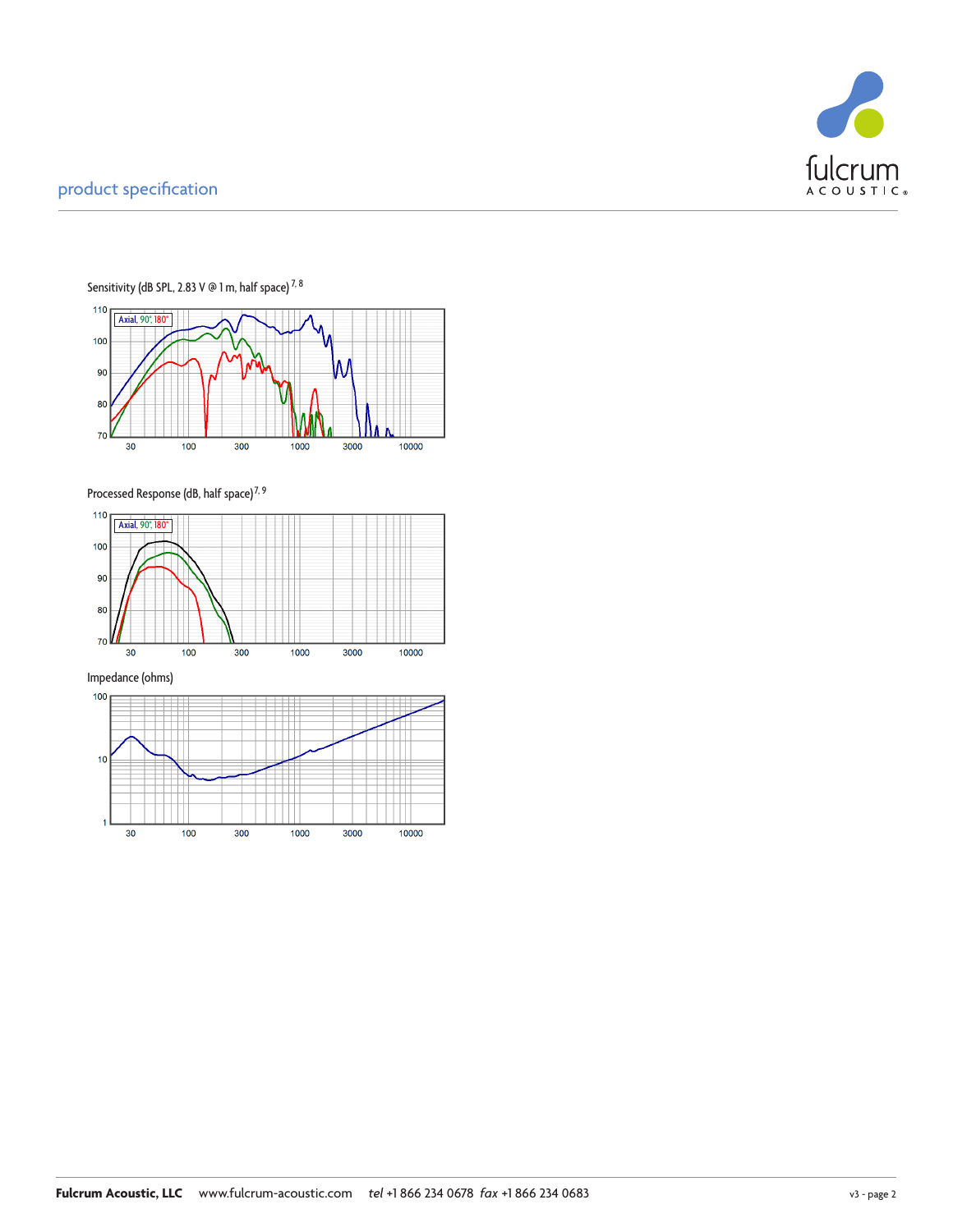## product specification

Sensitivity (dB SPL, 2.83 V @ 1 m, half space) [7, 8]

Axial, 90°, 180°

Processed Response (dB, half space) [7, 9]

Axial, 90°, 180°

Impedance (ohms)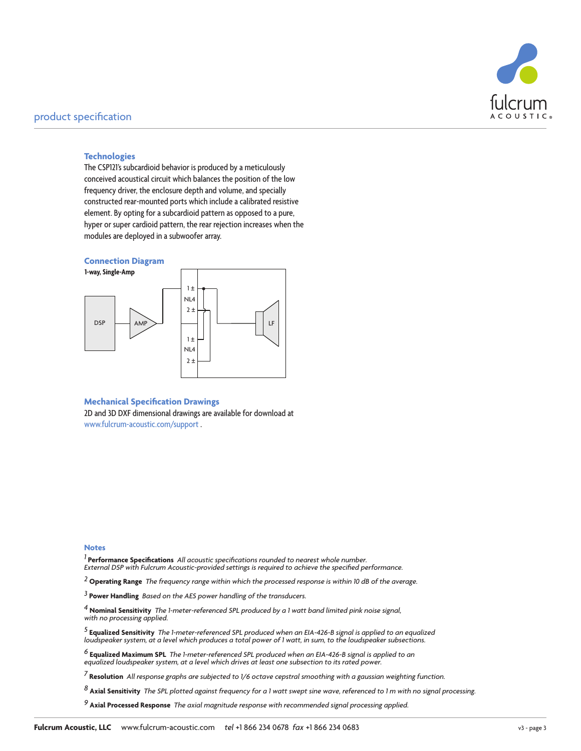## Technologies

The CSP121's subcardioid behavior is produced by a meticulously conceived acoustical circuit which balances the position of the low frequency driver, the enclosure depth and volume, and specially constructed rear-mounted ports which include a calibrated resistive element. By opting for a subcardioid pattern as opposed to a pure, hyper or super cardioid pattern, the rear rejection increases when the modules are deployed in a subwoofer array.

## Connection Diagram

**1-way, Single-Amp**

DSP — AMP — 1 ± NL4 2 ± / 1 ± NL4 2 ± — LF

## Mechanical Specification Drawings

2D and 3D DXF dimensional drawings are available for download at www.fulcrum-acoustic.com/support .

## Notes

[1] **Performance Specifications** *All acoustic specifications rounded to nearest whole number. External DSP with Fulcrum Acoustic-provided settings is required to achieve the specified performance.*

[2] **Operating Range** *The frequency range within which the processed response is within 10 dB of the average.*

[3] **Power Handling** *Based on the AES power handling of the transducers.*

[4] **Nominal Sensitivity** *The 1-meter-referenced SPL produced by a 1 watt band limited pink noise signal, with no processing applied.*

[5] **Equalized Sensitivity** *The 1-meter-referenced SPL produced when an EIA-426-B signal is applied to an equalized loudspeaker system, at a level which produces a total power of 1 watt, in sum, to the loudspeaker subsections.*

[6] **Equalized Maximum SPL** *The 1-meter-referenced SPL produced when an EIA-426-B signal is applied to an equalized loudspeaker system, at a level which drives at least one subsection to its rated power.*

[7] **Resolution** *All response graphs are subjected to 1/6 octave cepstral smoothing with a gaussian weighting function.*

[8] **Axial Sensitivity** *The SPL plotted against frequency for a 1 watt swept sine wave, referenced to 1 m with no signal processing.*

[9] **Axial Processed Response** *The axial magnitude response with recommended signal processing applied.*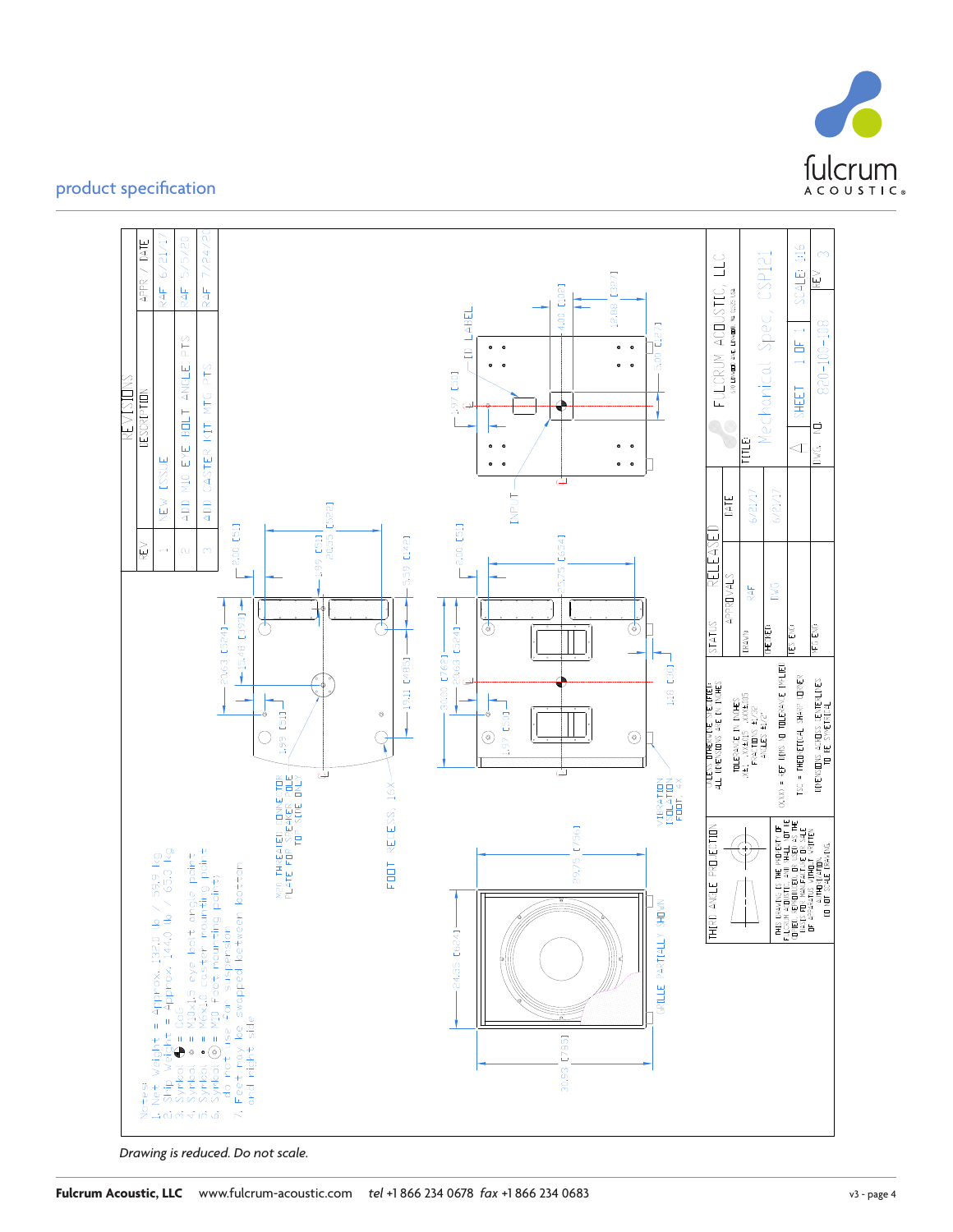# product specification

## REVISIONS

| REV | DESCRIPTION | APPR / DATE |
|---|---|---|
| 1 | NEW ISSUE | RJF 6/21/17 |
| 2 | ADD M10 EYE BOLT ANGLE - TS | RJF 5/3/20 |
| 3 | ADD CASTER KIT MTG - TS | RJF 7/24/20 |

Notes:
1. Net Weight = Approx. 132.0 lb / 59.9 kg
2. Ship Weight = Approx. 144.0 lb / 65.3 kg
3. Symbol = CoG
4. Symbol = M10x1.5 eye bolt angle point
5. Symbol = M6x1.0 caster mounting point
6. Symbol = M10 Foot mounting point; do not use for suspension
7. Feet may be swapped between bottom and right side

M10 THREADED INSERT FOR SPEAKER POLE PLATE TO SIDE ONLY

FOOT RECESS, 16X

VIBRATION ISOLATION FOOT 4X

ID LABEL

INPUT

GRILLE PARTIALLY SHOWN

2.00 [51]
1.99 [51]
20.55 [522]
5.59 [142]
26.63 [674]
15.48 [393]
19.11 [485]
1.99 [51]
2.00 [51]
25.75 [654]
26.63 [674]
30.00 [762]
1.97 [50]
1.18 [30]
4.00 [102]
12.88 [327]
1.97 [50]
1.00 [25]
29.75 [756]
26.55 [674]
30.93 [786]

THIRD ANGLE PROJECTION

UNLESS OTHERWISE SPECIFIED: ALL DIMENSIONS ARE IN INCHES. TOLERANCE IN INCHES: .XX ±.01 .XXX ±.005; FRACTIONS ±1/32; ANGLES ±1/2°

(X.XX) = REF DIMS, NO TOLERANCE IMPLIED

TSC = THEORETICAL SHARP CORNER

DIMENSIONS ACROSS CENTERLINES TO BE SYMMETRICAL

THIS DRAWING IS THE PROPERTY OF FULCRUM ACOUSTIC AND SHALL NOT BE REPRODUCED OR USED AS THE BASIS FOR MANUFACTURE OF APPARATUS WITHOUT WRITTEN AUTHORIZATION. DO NOT SCALE DRAWING.

| STATUS | RELEASED | |
|---|---|---|
| APPROVALS | | DATE |
| DRAWN | RJF | 6/21/17 |
| CHECKED | TWG | 6/21/17 |
| MECH ENG | | |
| MFG ENG | | |

FULCRUM ACOUSTIC, LLC

TITLE: Mechanical Spec, CSP121

SIZE: A | SHEET 1 OF 1 | SCALE: 1:16

DWG. NO. 820-100-108 | REV 3

*Drawing is reduced. Do not scale.*

**Fulcrum Acoustic, LLC** www.fulcrum-acoustic.com *tel* +1 866 234 0678 *fax* +1 866 234 0683